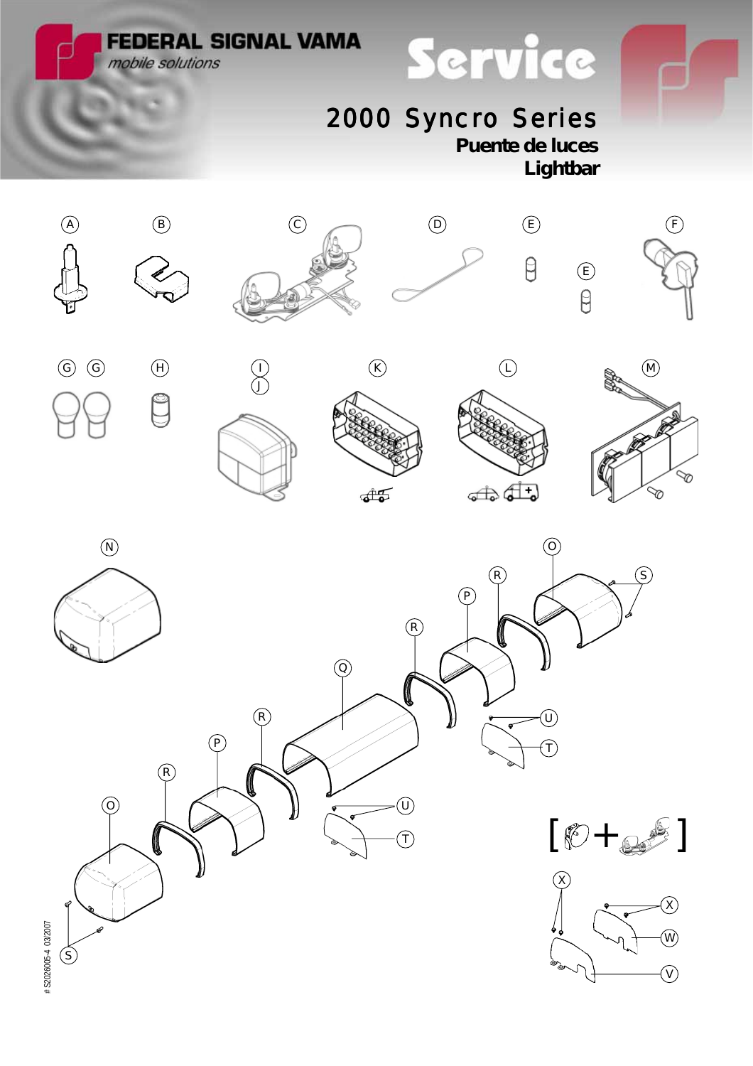FEDERAL SIGNAL VAMA

*mobile solutions*

# Service

## 2000 Syncro Series

**Puente de luces**

**Lightbar**

A B C D E E F

G G H I J K L M

N O R P R Q R P R O S U T U T

[ + ]

X X W V

S

# S2026005-4 03/2007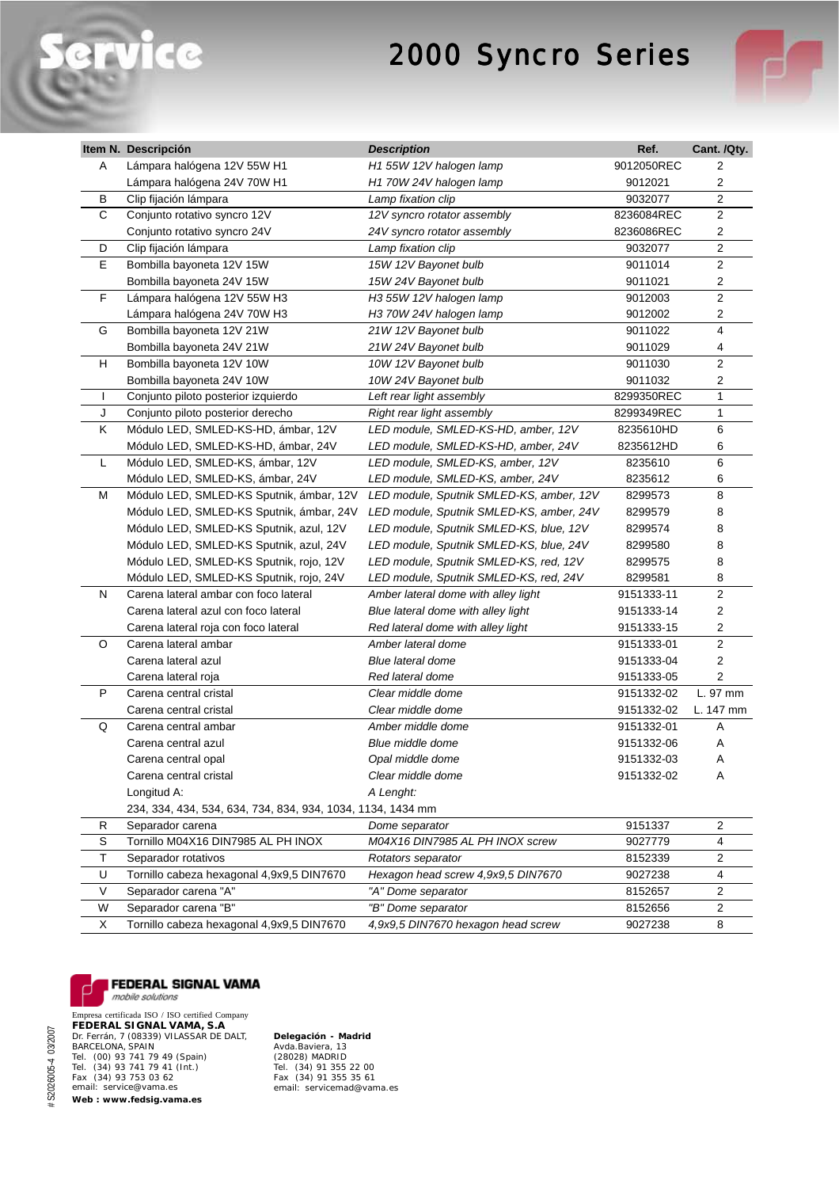# 2000 Syncro Series

| Item N. | Descripción | Description | Ref. | Cant. /Qty. |
|---|---|---|---|---|
| A | Lámpara halógena 12V 55W H1 | *H1 55W 12V halogen lamp* | 9012050REC | 2 |
| | Lámpara halógena 24V 70W H1 | *H1 70W 24V halogen lamp* | 9012021 | 2 |
| B | Clip fijación lámpara | *Lamp fixation clip* | 9032077 | 2 |
| C | Conjunto rotativo syncro 12V | *12V syncro rotator assembly* | 8236084REC | 2 |
| | Conjunto rotativo syncro 24V | *24V syncro rotator assembly* | 8236086REC | 2 |
| D | Clip fijación lámpara | *Lamp fixation clip* | 9032077 | 2 |
| E | Bombilla bayoneta 12V 15W | *15W 12V Bayonet bulb* | 9011014 | 2 |
| | Bombilla bayoneta 24V 15W | *15W 24V Bayonet bulb* | 9011021 | 2 |
| F | Lámpara halógena 12V 55W H3 | *H3 55W 12V halogen lamp* | 9012003 | 2 |
| | Lámpara halógena 24V 70W H3 | *H3 70W 24V halogen lamp* | 9012002 | 2 |
| G | Bombilla bayoneta 12V 21W | *21W 12V Bayonet bulb* | 9011022 | 4 |
| | Bombilla bayoneta 24V 21W | *21W 24V Bayonet bulb* | 9011029 | 4 |
| H | Bombilla bayoneta 12V 10W | *10W 12V Bayonet bulb* | 9011030 | 2 |
| | Bombilla bayoneta 24V 10W | *10W 24V Bayonet bulb* | 9011032 | 2 |
| I | Conjunto piloto posterior izquierdo | *Left rear light assembly* | 8299350REC | 1 |
| J | Conjunto piloto posterior derecho | *Right rear light assembly* | 8299349REC | 1 |
| K | Módulo LED, SMLED-KS-HD, ámbar, 12V | *LED module, SMLED-KS-HD, amber, 12V* | 8235610HD | 6 |
| | Módulo LED, SMLED-KS-HD, ámbar, 24V | *LED module, SMLED-KS-HD, amber, 24V* | 8235612HD | 6 |
| L | Módulo LED, SMLED-KS, ámbar, 12V | *LED module, SMLED-KS, amber, 12V* | 8235610 | 6 |
| | Módulo LED, SMLED-KS, ámbar, 24V | *LED module, SMLED-KS, amber, 24V* | 8235612 | 6 |
| M | Módulo LED, SMLED-KS Sputnik, ámbar, 12V | *LED module, Sputnik SMLED-KS, amber, 12V* | 8299573 | 8 |
| | Módulo LED, SMLED-KS Sputnik, ámbar, 24V | *LED module, Sputnik SMLED-KS, amber, 24V* | 8299579 | 8 |
| | Módulo LED, SMLED-KS Sputnik, azul, 12V | *LED module, Sputnik SMLED-KS, blue, 12V* | 8299574 | 8 |
| | Módulo LED, SMLED-KS Sputnik, azul, 24V | *LED module, Sputnik SMLED-KS, blue, 24V* | 8299580 | 8 |
| | Módulo LED, SMLED-KS Sputnik, rojo, 12V | *LED module, Sputnik SMLED-KS, red, 12V* | 8299575 | 8 |
| | Módulo LED, SMLED-KS Sputnik, rojo, 24V | *LED module, Sputnik SMLED-KS, red, 24V* | 8299581 | 8 |
| N | Carena lateral ambar con foco lateral | *Amber lateral dome with alley light* | 9151333-11 | 2 |
| | Carena lateral azul con foco lateral | *Blue lateral dome with alley light* | 9151333-14 | 2 |
| | Carena lateral roja con foco lateral | *Red lateral dome with alley light* | 9151333-15 | 2 |
| O | Carena lateral ambar | *Amber lateral dome* | 9151333-01 | 2 |
| | Carena lateral azul | *Blue lateral dome* | 9151333-04 | 2 |
| | Carena lateral roja | *Red lateral dome* | 9151333-05 | 2 |
| P | Carena central cristal | *Clear middle dome* | 9151332-02 | L. 97 mm |
| | Carena central cristal | *Clear middle dome* | 9151332-02 | L. 147 mm |
| Q | Carena central ambar | *Amber middle dome* | 9151332-01 | A |
| | Carena central azul | *Blue middle dome* | 9151332-06 | A |
| | Carena central opal | *Opal middle dome* | 9151332-03 | A |
| | Carena central cristal | *Clear middle dome* | 9151332-02 | A |
| | Longitud A: | *A Lenght:* | | |
| | 234, 334, 434, 534, 634, 734, 834, 934, 1034, 1134, 1434 mm | | | |
| R | Separador carena | *Dome separator* | 9151337 | 2 |
| S | Tornillo M04X16 DIN7985 AL PH INOX | *M04X16 DIN7985 AL PH INOX screw* | 9027779 | 4 |
| T | Separador rotativos | *Rotators separator* | 8152339 | 2 |
| U | Tornillo cabeza hexagonal 4,9x9,5 DIN7670 | *Hexagon head screw 4,9x9,5 DIN7670* | 9027238 | 4 |
| V | Separador carena "A" | *"A" Dome separator* | 8152657 | 2 |
| W | Separador carena "B" | *"B" Dome separator* | 8152656 | 2 |
| X | Tornillo cabeza hexagonal 4,9x9,5 DIN7670 | *4,9x9,5 DIN7670 hexagon head screw* | 9027238 | 8 |

**FEDERAL SIGNAL VAMA**
*mobile solutions*

Empresa certificada ISO / ISO certified Company
**FEDERAL SIGNAL VAMA, S.A**
Dr. Ferrán, 7 (08339) VILASSAR DE DALT,
BARCELONA, SPAIN
Tel. (00) 93 741 79 49 (Spain)
Tel. (34) 93 741 79 41 (Int.)
Fax (34) 93 753 03 62
email: service@vama.es
**Web : www.fedsig.vama.es**

**Delegación - Madrid**
Avda.Baviera, 13
(28028) MADRID
Tel. (34) 91 355 22 00
Fax (34) 91 355 35 61
email: servicemad@vama.es

# S2026005-4 03/2007